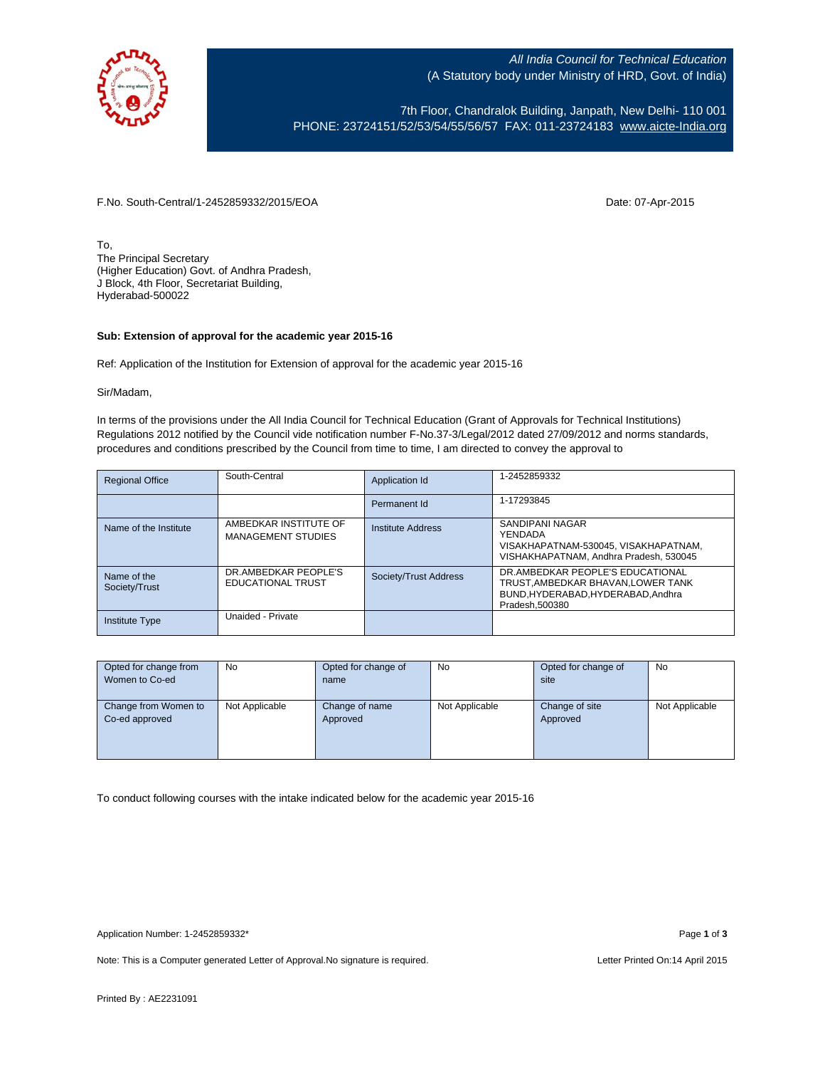*All India Council for Technical Education*
(A Statutory body under Ministry of HRD, Govt. of India)

7th Floor, Chandralok Building, Janpath, New Delhi- 110 001
PHONE: 23724151/52/53/54/55/56/57 FAX: 011-23724183 www.aicte-India.org

F.No. South-Central/1-2452859332/2015/EOA

Date: 07-Apr-2015

To,
The Principal Secretary
(Higher Education) Govt. of Andhra Pradesh,
J Block, 4th Floor, Secretariat Building,
Hyderabad-500022

**Sub: Extension of approval for the academic year 2015-16**

Ref: Application of the Institution for Extension of approval for the academic year 2015-16

Sir/Madam,

In terms of the provisions under the All India Council for Technical Education (Grant of Approvals for Technical Institutions) Regulations 2012 notified by the Council vide notification number F-No.37-3/Legal/2012 dated 27/09/2012 and norms standards, procedures and conditions prescribed by the Council from time to time, I am directed to convey the approval to

| Regional Office | South-Central | Application Id | 1-2452859332 |
|---|---|---|---|
| | | Permanent Id | 1-17293845 |
| Name of the Institute | AMBEDKAR INSTITUTE OF MANAGEMENT STUDIES | Institute Address | SANDIPANI NAGAR YENDADA VISAKHAPATNAM-530045, VISAKHAPATNAM, VISHAKHAPATNAM, Andhra Pradesh, 530045 |
| Name of the Society/Trust | DR.AMBEDKAR PEOPLE'S EDUCATIONAL TRUST | Society/Trust Address | DR.AMBEDKAR PEOPLE'S EDUCATIONAL TRUST,AMBEDKAR BHAVAN,LOWER TANK BUND,HYDERABAD,HYDERABAD,Andhra Pradesh,500380 |
| Institute Type | Unaided - Private | | |

| Opted for change from Women to Co-ed | No | Opted for change of name | No | Opted for change of site | No |
|---|---|---|---|---|---|
| Change from Women to Co-ed approved | Not Applicable | Change of name Approved | Not Applicable | Change of site Approved | Not Applicable |

To conduct following courses with the intake indicated below for the academic year 2015-16

Application Number: 1-2452859332*

Note: This is a Computer generated Letter of Approval.No signature is required.

Letter Printed On:14 April 2015

Printed By : AE2231091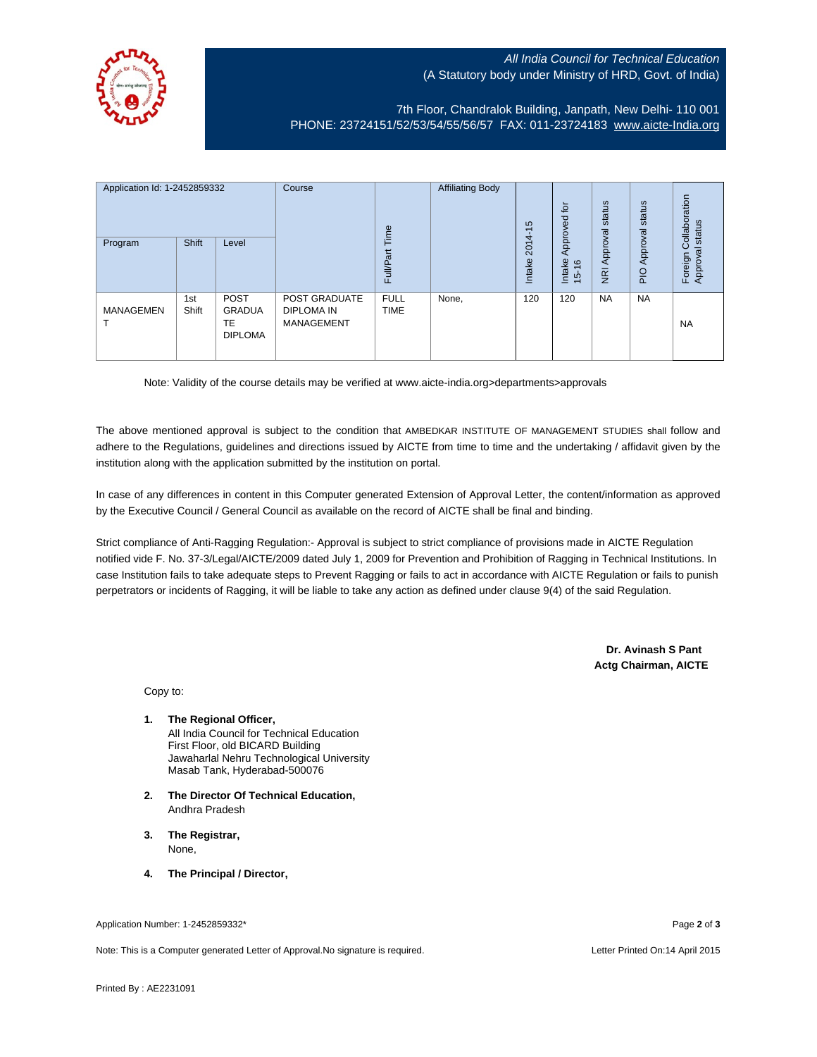All India Council for Technical Education
(A Statutory body under Ministry of HRD, Govt. of India)

7th Floor, Chandralok Building, Janpath, New Delhi- 110 001
PHONE: 23724151/52/53/54/55/56/57 FAX: 011-23724183 www.aicte-India.org

| Application Id: 1-2452859332 | | | Course | Full/Part Time | Affiliating Body | Intake 2014-15 | Intake Approved for 15-16 | NRI Approval status | PIO Approval status | Foreign Collaboration Approval status |
|---|---|---|---|---|---|---|---|---|---|---|
| Program | Shift | Level | | | | | | | | |
| MANAGEMENT | 1st Shift | POST GRADUATE DIPLOMA | POST GRADUATE DIPLOMA IN MANAGEMENT | FULL TIME | None, | 120 | 120 | NA | NA | NA |

Note: Validity of the course details may be verified at www.aicte-india.org>departments>approvals

The above mentioned approval is subject to the condition that AMBEDKAR INSTITUTE OF MANAGEMENT STUDIES shall follow and adhere to the Regulations, guidelines and directions issued by AICTE from time to time and the undertaking / affidavit given by the institution along with the application submitted by the institution on portal.

In case of any differences in content in this Computer generated Extension of Approval Letter, the content/information as approved by the Executive Council / General Council as available on the record of AICTE shall be final and binding.

Strict compliance of Anti-Ragging Regulation:- Approval is subject to strict compliance of provisions made in AICTE Regulation notified vide F. No. 37-3/Legal/AICTE/2009 dated July 1, 2009 for Prevention and Prohibition of Ragging in Technical Institutions. In case Institution fails to take adequate steps to Prevent Ragging or fails to act in accordance with AICTE Regulation or fails to punish perpetrators or incidents of Ragging, it will be liable to take any action as defined under clause 9(4) of the said Regulation.

**Dr. Avinash S Pant**
**Actg Chairman, AICTE**

Copy to:

1. **The Regional Officer,**
   All India Council for Technical Education
   First Floor, old BICARD Building
   Jawaharlal Nehru Technological University
   Masab Tank, Hyderabad-500076

2. **The Director Of Technical Education,**
   Andhra Pradesh

3. **The Registrar,**
   None,

4. **The Principal / Director,**

Application Number: 1-2452859332*

Note: This is a Computer generated Letter of Approval.No signature is required.

Letter Printed On:14 April 2015

Printed By : AE2231091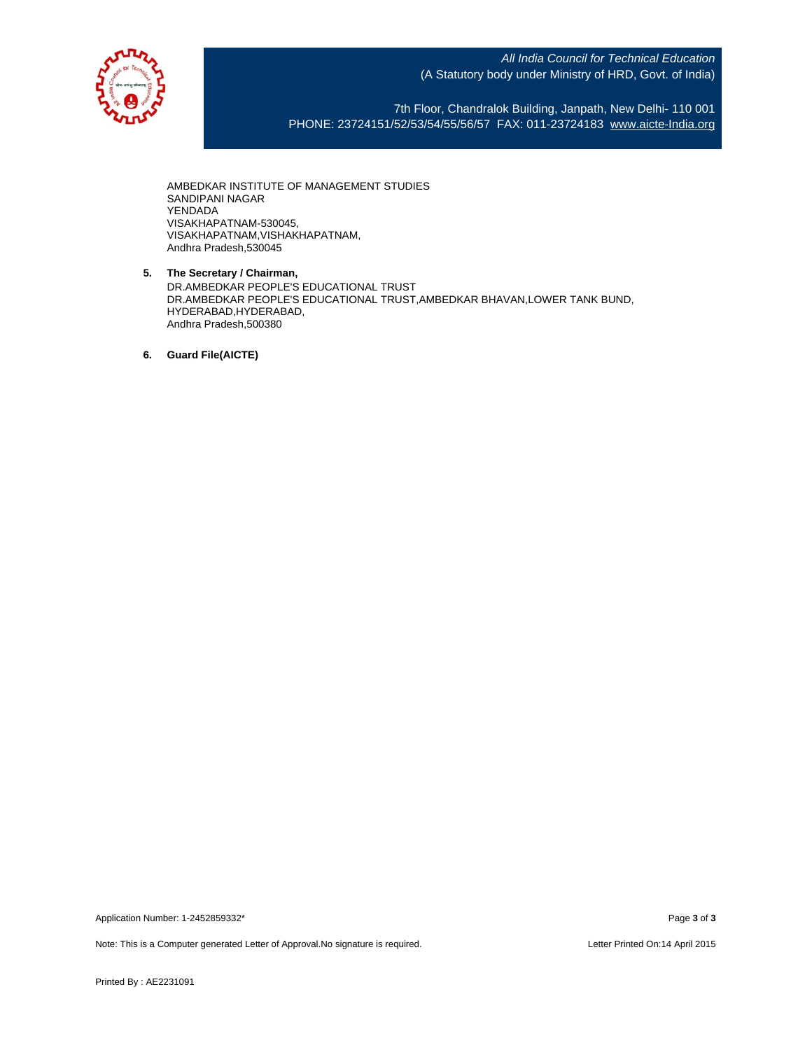AMBEDKAR INSTITUTE OF MANAGEMENT STUDIES
SANDIPANI NAGAR
YENDADA
VISAKHAPATNAM-530045,
VISAKHAPATNAM,VISHAKHAPATNAM,
Andhra Pradesh,530045

5. **The Secretary / Chairman,**
   DR.AMBEDKAR PEOPLE'S EDUCATIONAL TRUST
   DR.AMBEDKAR PEOPLE'S EDUCATIONAL TRUST,AMBEDKAR BHAVAN,LOWER TANK BUND,
   HYDERABAD,HYDERABAD,
   Andhra Pradesh,500380

6. **Guard File(AICTE)**

Application Number: 1-2452859332*

Note: This is a Computer generated Letter of Approval.No signature is required.

Letter Printed On:14 April 2015

Printed By : AE2231091